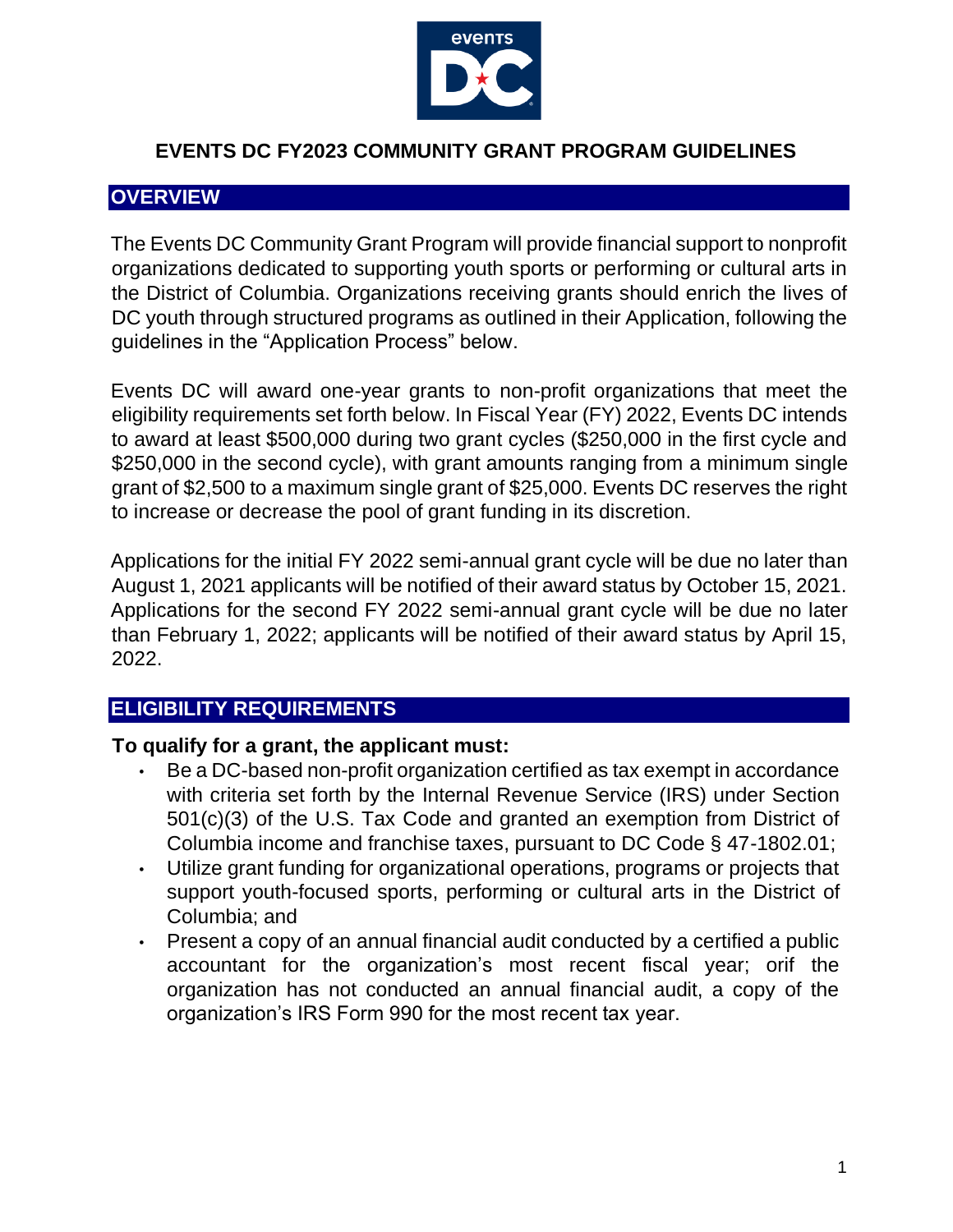# EVENTS DC FY2023 COMMUNITY GRANT PROGRAM GUIDELINES

## OVERVIEW

The Events DC Community Grant Program will provide financial support to nonprofit organizations dedicated to supporting youth sports or performing or cultural arts in the District of Columbia. Organizations receiving grants should enrich the lives of DC youth through structured programs as outlined in their Application, following the guidelines in the "Application Process" below.

Events DC will award one-year grants to non-profit organizations that meet the eligibility requirements set forth below. In Fiscal Year (FY) 2022, Events DC intends to award at least $500,000 during two grant cycles ($250,000 in the first cycle and $250,000 in the second cycle), with grant amounts ranging from a minimum single grant of $2,500 to a maximum single grant of $25,000. Events DC reserves the right to increase or decrease the pool of grant funding in its discretion.

Applications for the initial FY 2022 semi-annual grant cycle will be due no later than August 1, 2021 applicants will be notified of their award status by October 15, 2021. Applications for the second FY 2022 semi-annual grant cycle will be due no later than February 1, 2022; applicants will be notified of their award status by April 15, 2022.

## ELIGIBILITY REQUIREMENTS

**To qualify for a grant, the applicant must:**

- Be a DC-based non-profit organization certified as tax exempt in accordance with criteria set forth by the Internal Revenue Service (IRS) under Section 501(c)(3) of the U.S. Tax Code and granted an exemption from District of Columbia income and franchise taxes, pursuant to DC Code § 47-1802.01;
- Utilize grant funding for organizational operations, programs or projects that support youth-focused sports, performing or cultural arts in the District of Columbia; and
- Present a copy of an annual financial audit conducted by a certified a public accountant for the organization's most recent fiscal year; orif the organization has not conducted an annual financial audit, a copy of the organization's IRS Form 990 for the most recent tax year.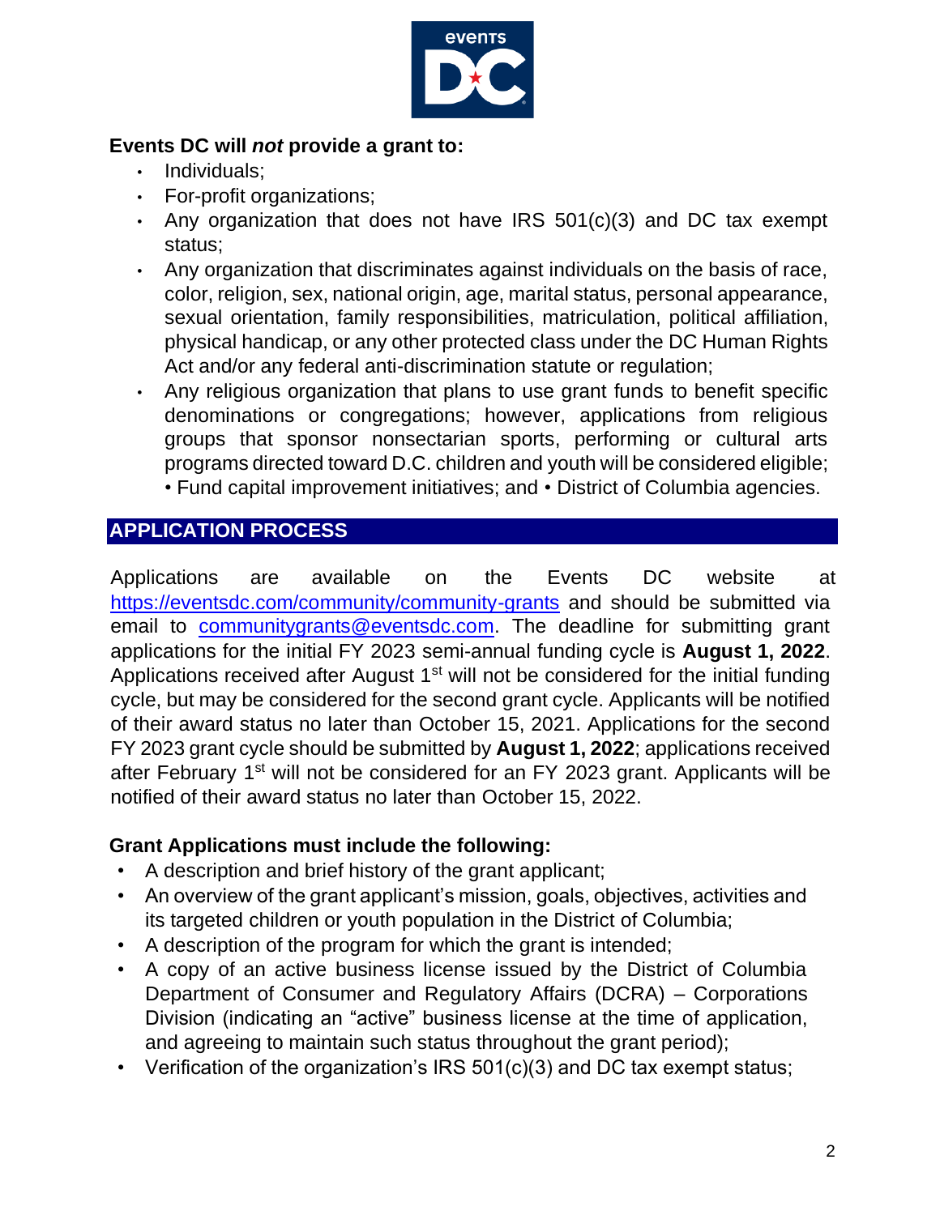**Events DC will *not* provide a grant to:**

- Individuals;
- For-profit organizations;
- Any organization that does not have IRS 501(c)(3) and DC tax exempt status;
- Any organization that discriminates against individuals on the basis of race, color, religion, sex, national origin, age, marital status, personal appearance, sexual orientation, family responsibilities, matriculation, political affiliation, physical handicap, or any other protected class under the DC Human Rights Act and/or any federal anti-discrimination statute or regulation;
- Any religious organization that plans to use grant funds to benefit specific denominations or congregations; however, applications from religious groups that sponsor nonsectarian sports, performing or cultural arts programs directed toward D.C. children and youth will be considered eligible; • Fund capital improvement initiatives; and • District of Columbia agencies.

## APPLICATION PROCESS

Applications are available on the Events DC website at https://eventsdc.com/community/community-grants and should be submitted via email to communitygrants@eventsdc.com. The deadline for submitting grant applications for the initial FY 2023 semi-annual funding cycle is **August 1, 2022**. Applications received after August 1st will not be considered for the initial funding cycle, but may be considered for the second grant cycle. Applicants will be notified of their award status no later than October 15, 2021. Applications for the second FY 2023 grant cycle should be submitted by **August 1, 2022**; applications received after February 1st will not be considered for an FY 2023 grant. Applicants will be notified of their award status no later than October 15, 2022.

**Grant Applications must include the following:**

- A description and brief history of the grant applicant;
- An overview of the grant applicant's mission, goals, objectives, activities and its targeted children or youth population in the District of Columbia;
- A description of the program for which the grant is intended;
- A copy of an active business license issued by the District of Columbia Department of Consumer and Regulatory Affairs (DCRA) – Corporations Division (indicating an "active" business license at the time of application, and agreeing to maintain such status throughout the grant period);
- Verification of the organization's IRS 501(c)(3) and DC tax exempt status;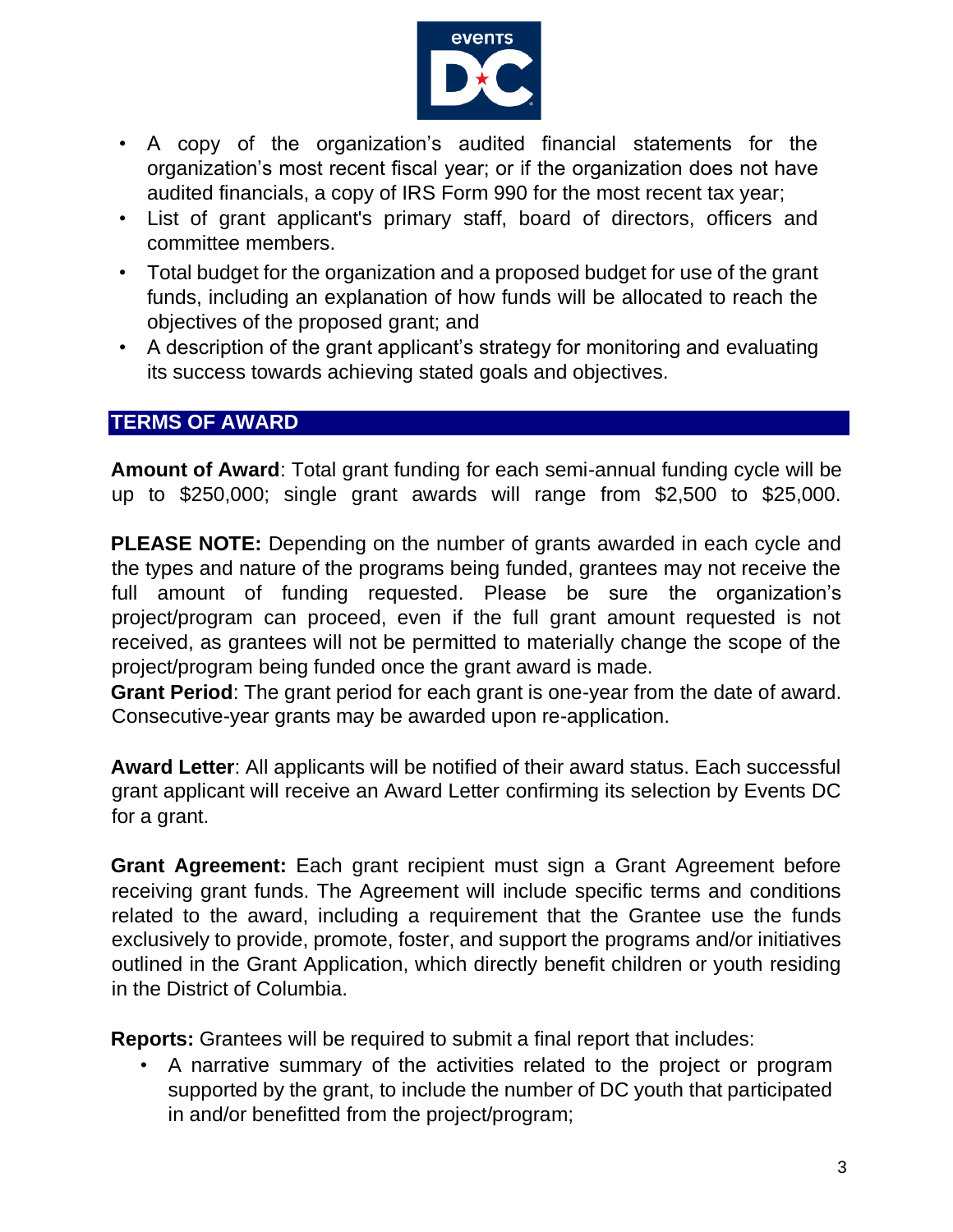- A copy of the organization's audited financial statements for the organization's most recent fiscal year; or if the organization does not have audited financials, a copy of IRS Form 990 for the most recent tax year;
- List of grant applicant's primary staff, board of directors, officers and committee members.
- Total budget for the organization and a proposed budget for use of the grant funds, including an explanation of how funds will be allocated to reach the objectives of the proposed grant; and
- A description of the grant applicant's strategy for monitoring and evaluating its success towards achieving stated goals and objectives.

## TERMS OF AWARD

**Amount of Award**: Total grant funding for each semi-annual funding cycle will be up to $250,000; single grant awards will range from $2,500 to $25,000.

**PLEASE NOTE:** Depending on the number of grants awarded in each cycle and the types and nature of the programs being funded, grantees may not receive the full amount of funding requested. Please be sure the organization's project/program can proceed, even if the full grant amount requested is not received, as grantees will not be permitted to materially change the scope of the project/program being funded once the grant award is made.

**Grant Period**: The grant period for each grant is one-year from the date of award. Consecutive-year grants may be awarded upon re-application.

**Award Letter**: All applicants will be notified of their award status. Each successful grant applicant will receive an Award Letter confirming its selection by Events DC for a grant.

**Grant Agreement:** Each grant recipient must sign a Grant Agreement before receiving grant funds. The Agreement will include specific terms and conditions related to the award, including a requirement that the Grantee use the funds exclusively to provide, promote, foster, and support the programs and/or initiatives outlined in the Grant Application, which directly benefit children or youth residing in the District of Columbia.

**Reports:** Grantees will be required to submit a final report that includes:

- A narrative summary of the activities related to the project or program supported by the grant, to include the number of DC youth that participated in and/or benefitted from the project/program;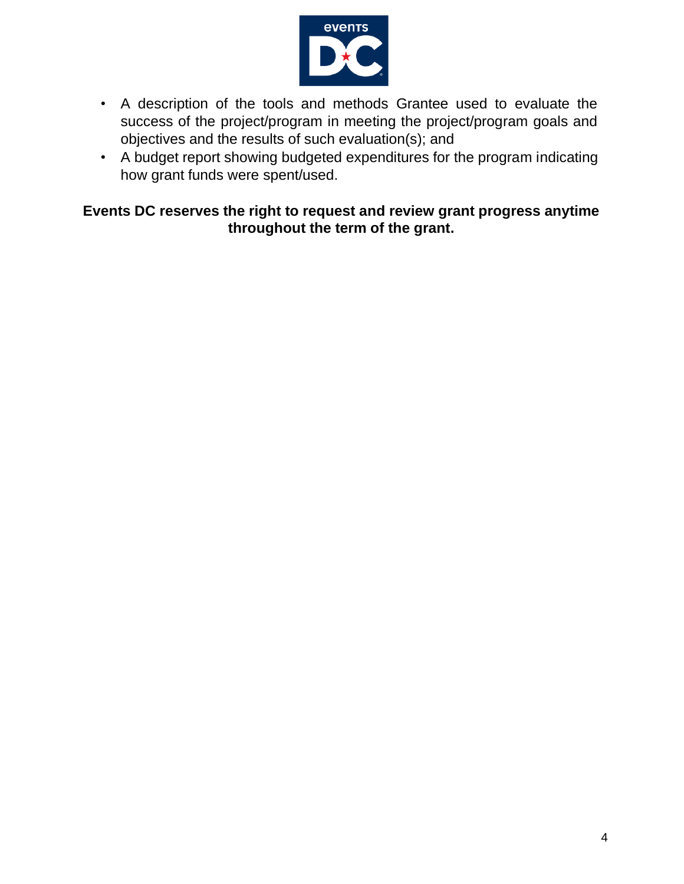- A description of the tools and methods Grantee used to evaluate the success of the project/program in meeting the project/program goals and objectives and the results of such evaluation(s); and
- A budget report showing budgeted expenditures for the program indicating how grant funds were spent/used.

**Events DC reserves the right to request and review grant progress anytime throughout the term of the grant.**